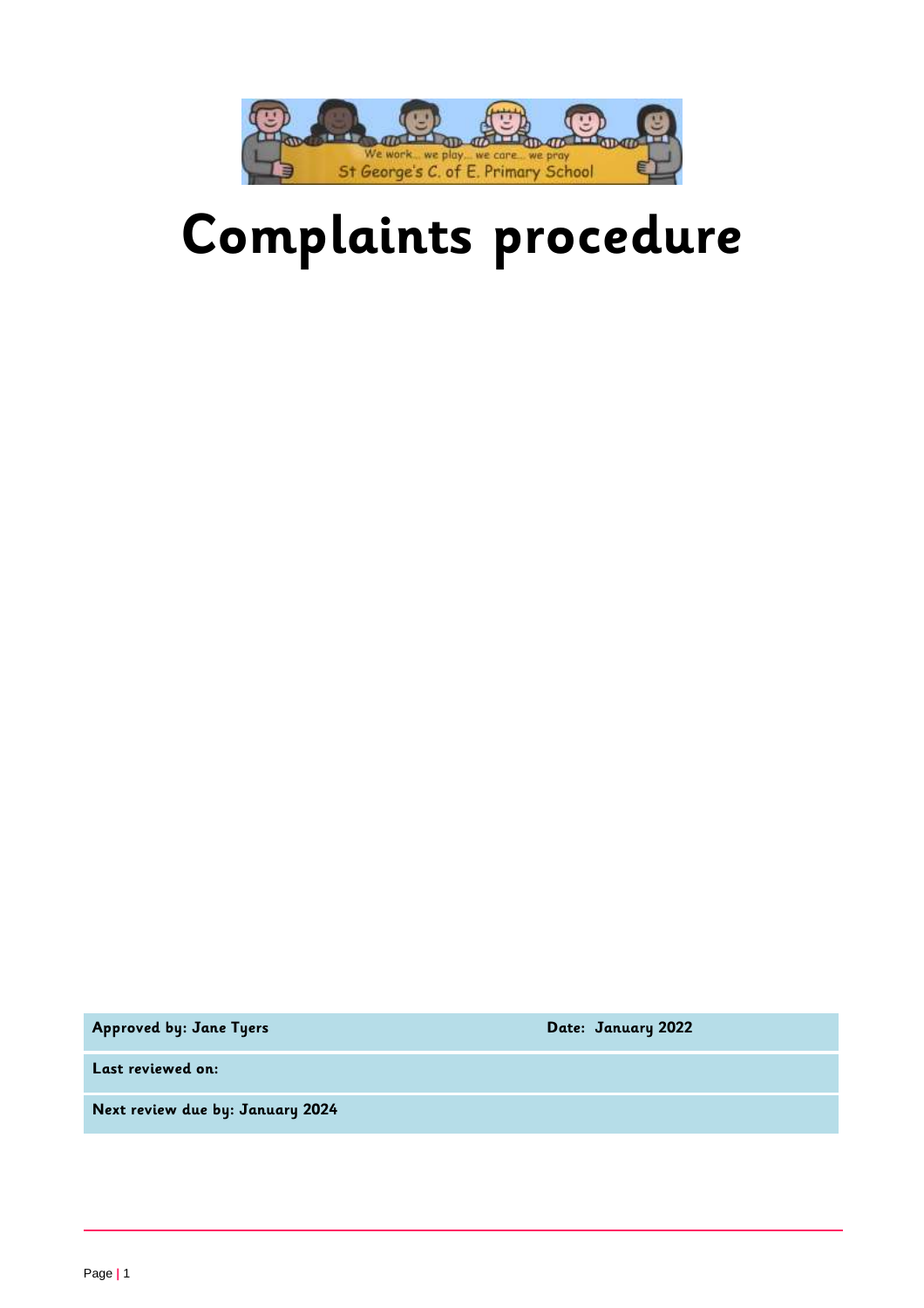# Complaints procedure

| Approved by: Jane Tyers | Date: January 2022 |
| --- | --- |
| Last reviewed on: | |
| Next review due by: January 2024 | |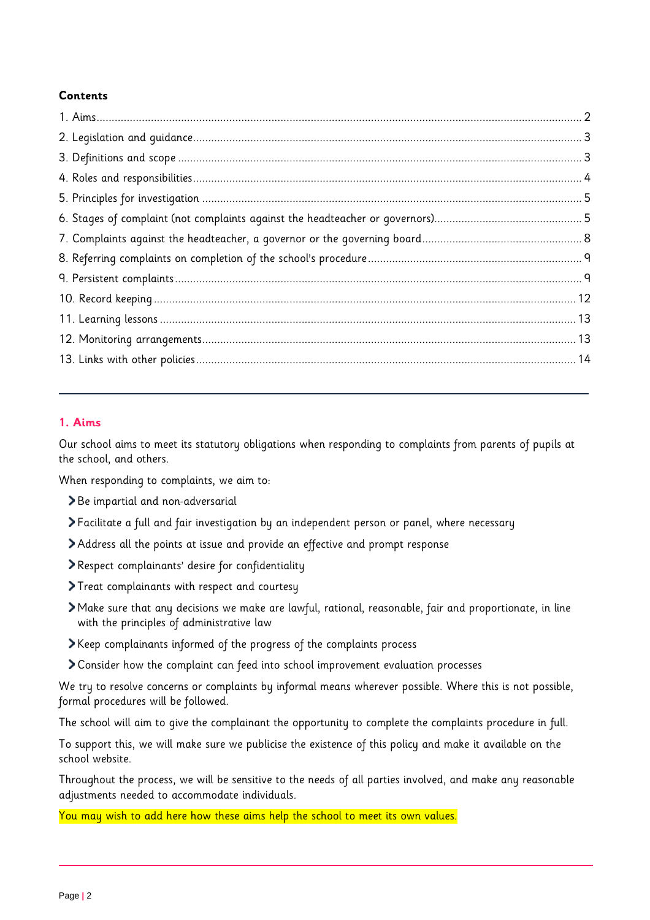**Contents**

1. Aims ..... 2
2. Legislation and guidance ..... 3
3. Definitions and scope ..... 3
4. Roles and responsibilities ..... 4
5. Principles for investigation ..... 5
6. Stages of complaint (not complaints against the headteacher or governors) ..... 5
7. Complaints against the headteacher, a governor or the governing board ..... 8
8. Referring complaints on completion of the school's procedure ..... 9
9. Persistent complaints ..... 9
10. Record keeping ..... 12
11. Learning lessons ..... 13
12. Monitoring arrangements ..... 13
13. Links with other policies ..... 14

## 1. Aims

Our school aims to meet its statutory obligations when responding to complaints from parents of pupils at the school, and others.

When responding to complaints, we aim to:

- Be impartial and non-adversarial
- Facilitate a full and fair investigation by an independent person or panel, where necessary
- Address all the points at issue and provide an effective and prompt response
- Respect complainants' desire for confidentiality
- Treat complainants with respect and courtesy
- Make sure that any decisions we make are lawful, rational, reasonable, fair and proportionate, in line with the principles of administrative law
- Keep complainants informed of the progress of the complaints process
- Consider how the complaint can feed into school improvement evaluation processes

We try to resolve concerns or complaints by informal means wherever possible. Where this is not possible, formal procedures will be followed.

The school will aim to give the complainant the opportunity to complete the complaints procedure in full.

To support this, we will make sure we publicise the existence of this policy and make it available on the school website.

Throughout the process, we will be sensitive to the needs of all parties involved, and make any reasonable adjustments needed to accommodate individuals.

You may wish to add here how these aims help the school to meet its own values.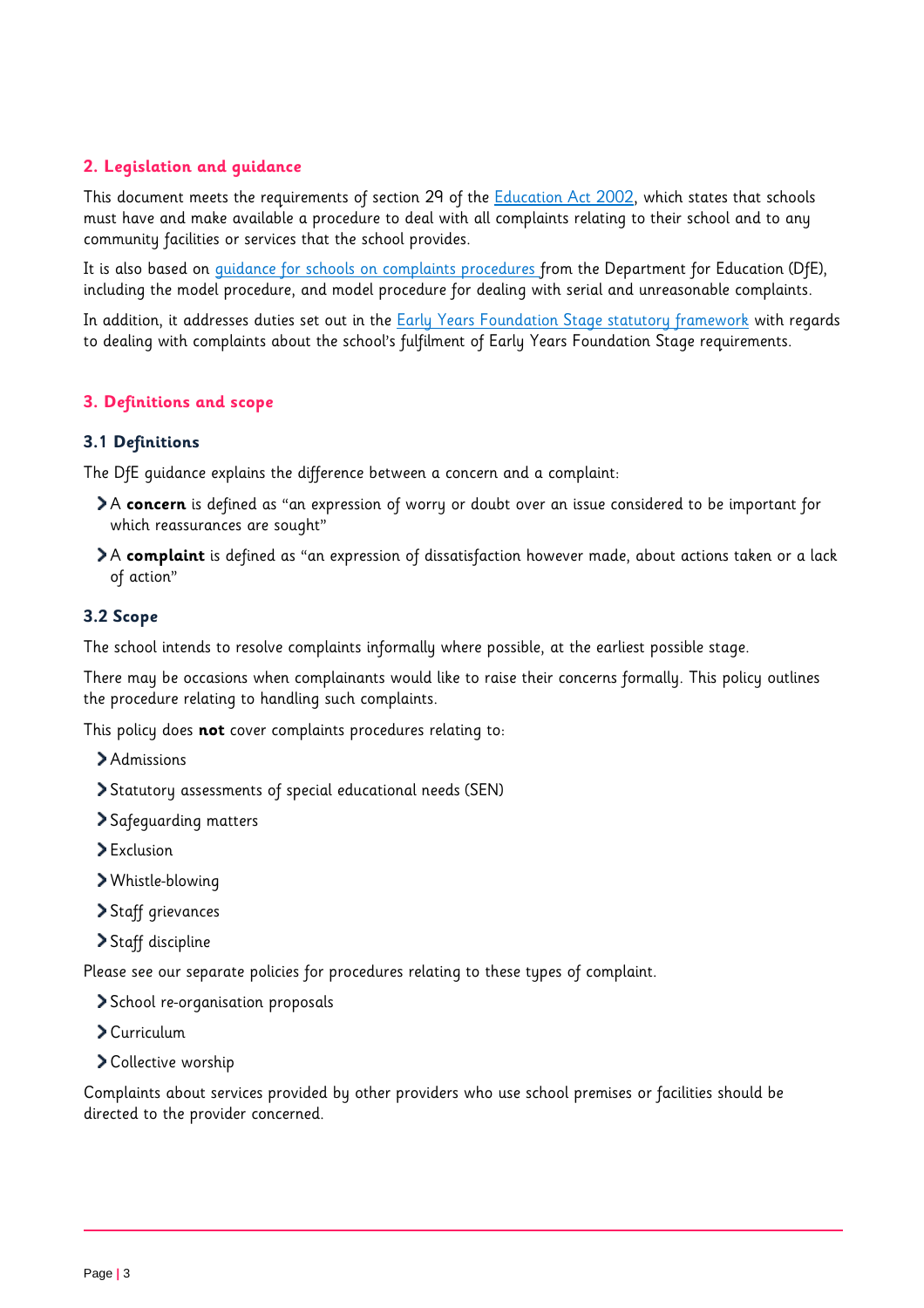## 2. Legislation and guidance

This document meets the requirements of section 29 of the [Education Act 2002](), which states that schools must have and make available a procedure to deal with all complaints relating to their school and to any community facilities or services that the school provides.

It is also based on [guidance for schools on complaints procedures]() from the Department for Education (DfE), including the model procedure, and model procedure for dealing with serial and unreasonable complaints.

In addition, it addresses duties set out in the [Early Years Foundation Stage statutory framework]() with regards to dealing with complaints about the school's fulfilment of Early Years Foundation Stage requirements.

## 3. Definitions and scope

### 3.1 Definitions

The DfE guidance explains the difference between a concern and a complaint:

- A **concern** is defined as "an expression of worry or doubt over an issue considered to be important for which reassurances are sought"
- A **complaint** is defined as "an expression of dissatisfaction however made, about actions taken or a lack of action"

### 3.2 Scope

The school intends to resolve complaints informally where possible, at the earliest possible stage.

There may be occasions when complainants would like to raise their concerns formally. This policy outlines the procedure relating to handling such complaints.

This policy does **not** cover complaints procedures relating to:

- Admissions
- Statutory assessments of special educational needs (SEN)
- Safeguarding matters
- Exclusion
- Whistle-blowing
- Staff grievances
- Staff discipline

Please see our separate policies for procedures relating to these types of complaint.

- School re-organisation proposals
- Curriculum
- Collective worship

Complaints about services provided by other providers who use school premises or facilities should be directed to the provider concerned.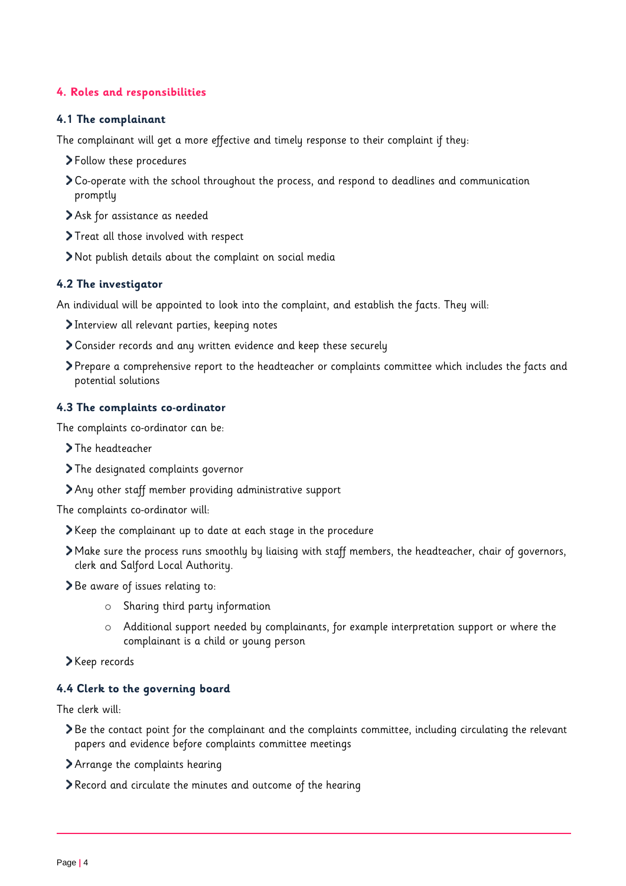## 4. Roles and responsibilities

### 4.1 The complainant

The complainant will get a more effective and timely response to their complaint if they:

- Follow these procedures
- Co-operate with the school throughout the process, and respond to deadlines and communication promptly
- Ask for assistance as needed
- Treat all those involved with respect
- Not publish details about the complaint on social media

### 4.2 The investigator

An individual will be appointed to look into the complaint, and establish the facts. They will:

- Interview all relevant parties, keeping notes
- Consider records and any written evidence and keep these securely
- Prepare a comprehensive report to the headteacher or complaints committee which includes the facts and potential solutions

### 4.3 The complaints co-ordinator

The complaints co-ordinator can be:

- The headteacher
- The designated complaints governor
- Any other staff member providing administrative support

The complaints co-ordinator will:

- Keep the complainant up to date at each stage in the procedure
- Make sure the process runs smoothly by liaising with staff members, the headteacher, chair of governors, clerk and Salford Local Authority.
- Be aware of issues relating to:
    - Sharing third party information
    - Additional support needed by complainants, for example interpretation support or where the complainant is a child or young person
- Keep records

### 4.4 Clerk to the governing board

The clerk will:

- Be the contact point for the complainant and the complaints committee, including circulating the relevant papers and evidence before complaints committee meetings
- Arrange the complaints hearing
- Record and circulate the minutes and outcome of the hearing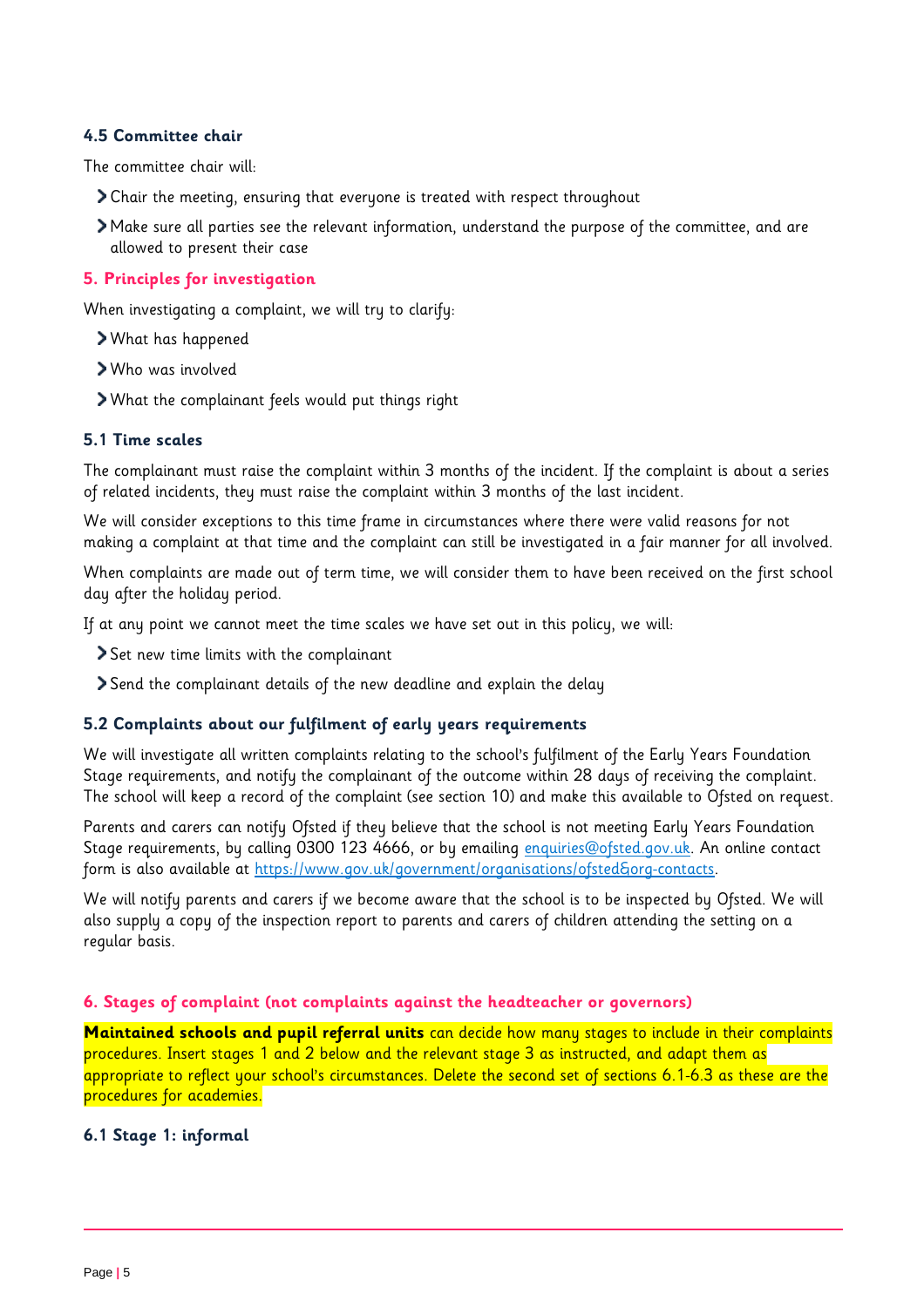### 4.5 Committee chair

The committee chair will:

- Chair the meeting, ensuring that everyone is treated with respect throughout
- Make sure all parties see the relevant information, understand the purpose of the committee, and are allowed to present their case

## 5. Principles for investigation

When investigating a complaint, we will try to clarify:

- What has happened
- Who was involved
- What the complainant feels would put things right

### 5.1 Time scales

The complainant must raise the complaint within 3 months of the incident. If the complaint is about a series of related incidents, they must raise the complaint within 3 months of the last incident.

We will consider exceptions to this time frame in circumstances where there were valid reasons for not making a complaint at that time and the complaint can still be investigated in a fair manner for all involved.

When complaints are made out of term time, we will consider them to have been received on the first school day after the holiday period.

If at any point we cannot meet the time scales we have set out in this policy, we will:

- Set new time limits with the complainant
- Send the complainant details of the new deadline and explain the delay

### 5.2 Complaints about our fulfilment of early years requirements

We will investigate all written complaints relating to the school's fulfilment of the Early Years Foundation Stage requirements, and notify the complainant of the outcome within 28 days of receiving the complaint. The school will keep a record of the complaint (see section 10) and make this available to Ofsted on request.

Parents and carers can notify Ofsted if they believe that the school is not meeting Early Years Foundation Stage requirements, by calling 0300 123 4666, or by emailing enquiries@ofsted.gov.uk. An online contact form is also available at https://www.gov.uk/government/organisations/ofsted&org-contacts.

We will notify parents and carers if we become aware that the school is to be inspected by Ofsted. We will also supply a copy of the inspection report to parents and carers of children attending the setting on a regular basis.

## 6. Stages of complaint (not complaints against the headteacher or governors)

**Maintained schools and pupil referral units** can decide how many stages to include in their complaints procedures. Insert stages 1 and 2 below and the relevant stage 3 as instructed, and adapt them as appropriate to reflect your school's circumstances. Delete the second set of sections 6.1-6.3 as these are the procedures for academies.

### 6.1 Stage 1: informal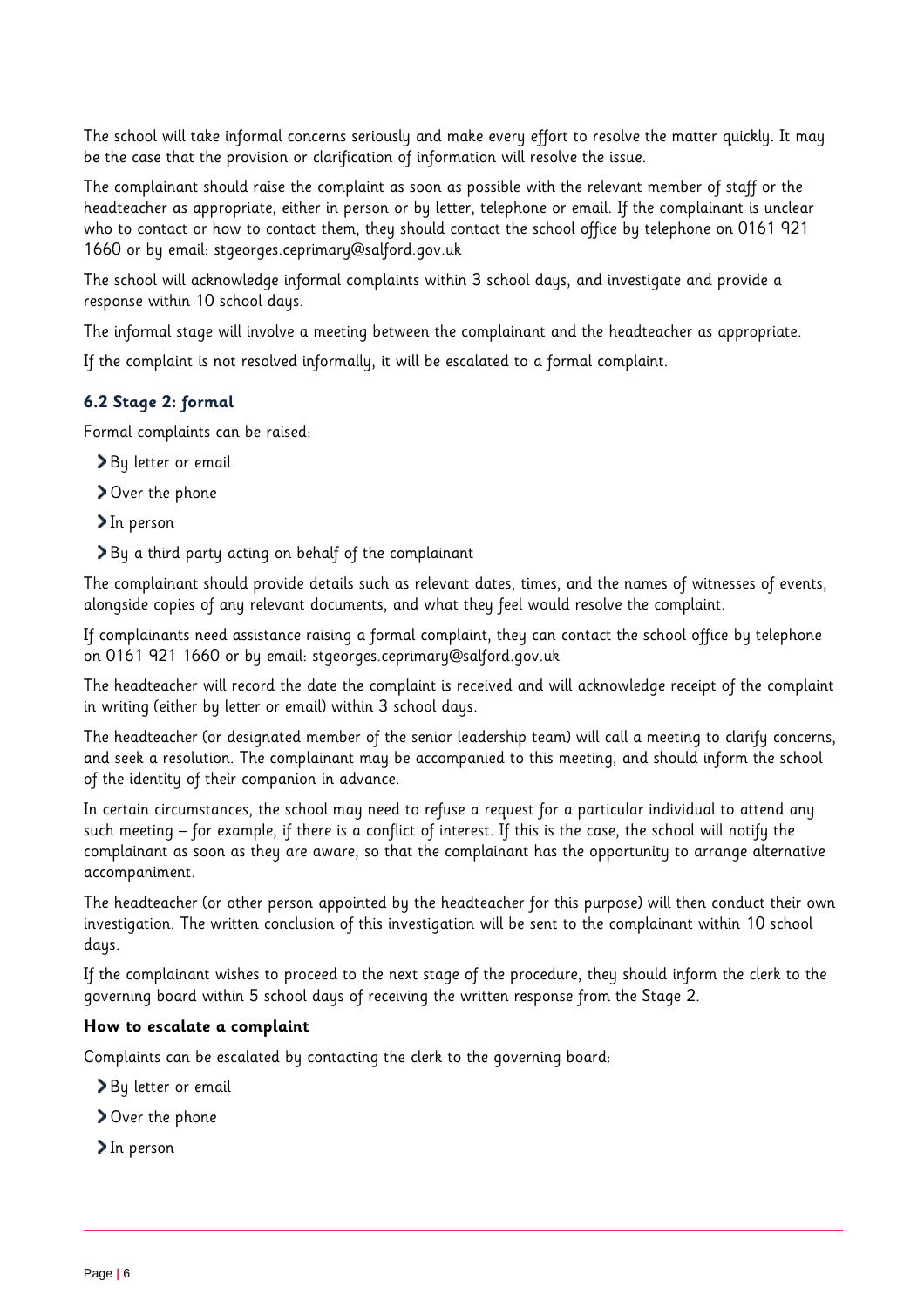The school will take informal concerns seriously and make every effort to resolve the matter quickly. It may be the case that the provision or clarification of information will resolve the issue.

The complainant should raise the complaint as soon as possible with the relevant member of staff or the headteacher as appropriate, either in person or by letter, telephone or email. If the complainant is unclear who to contact or how to contact them, they should contact the school office by telephone on 0161 921 1660 or by email: stgeorges.ceprimary@salford.gov.uk

The school will acknowledge informal complaints within 3 school days, and investigate and provide a response within 10 school days.

The informal stage will involve a meeting between the complainant and the headteacher as appropriate.

If the complaint is not resolved informally, it will be escalated to a formal complaint.

### 6.2 Stage 2: formal

Formal complaints can be raised:

- By letter or email
- Over the phone
- In person
- By a third party acting on behalf of the complainant

The complainant should provide details such as relevant dates, times, and the names of witnesses of events, alongside copies of any relevant documents, and what they feel would resolve the complaint.

If complainants need assistance raising a formal complaint, they can contact the school office by telephone on 0161 921 1660 or by email: stgeorges.ceprimary@salford.gov.uk

The headteacher will record the date the complaint is received and will acknowledge receipt of the complaint in writing (either by letter or email) within 3 school days.

The headteacher (or designated member of the senior leadership team) will call a meeting to clarify concerns, and seek a resolution. The complainant may be accompanied to this meeting, and should inform the school of the identity of their companion in advance.

In certain circumstances, the school may need to refuse a request for a particular individual to attend any such meeting – for example, if there is a conflict of interest. If this is the case, the school will notify the complainant as soon as they are aware, so that the complainant has the opportunity to arrange alternative accompaniment.

The headteacher (or other person appointed by the headteacher for this purpose) will then conduct their own investigation. The written conclusion of this investigation will be sent to the complainant within 10 school days.

If the complainant wishes to proceed to the next stage of the procedure, they should inform the clerk to the governing board within 5 school days of receiving the written response from the Stage 2.

**How to escalate a complaint**

Complaints can be escalated by contacting the clerk to the governing board:

- By letter or email
- Over the phone
- In person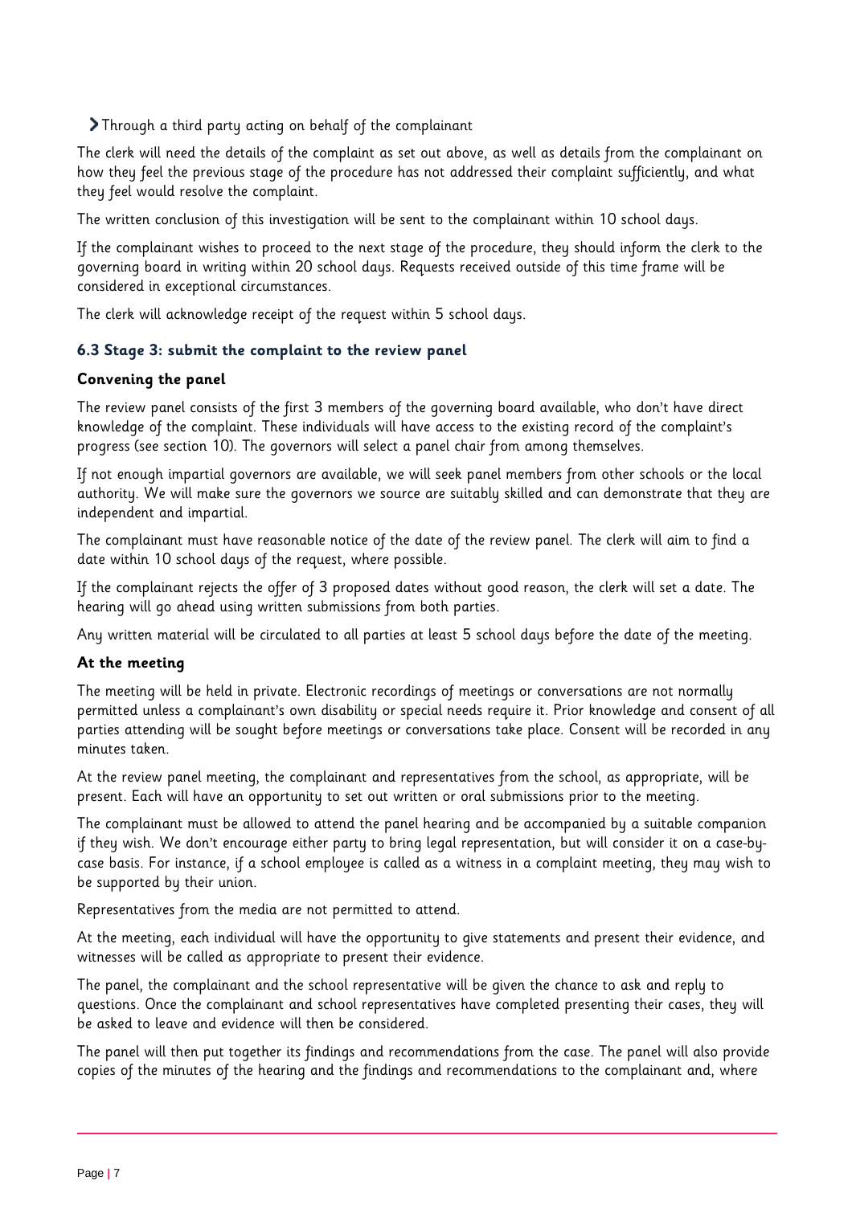- Through a third party acting on behalf of the complainant

The clerk will need the details of the complaint as set out above, as well as details from the complainant on how they feel the previous stage of the procedure has not addressed their complaint sufficiently, and what they feel would resolve the complaint.

The written conclusion of this investigation will be sent to the complainant within 10 school days.

If the complainant wishes to proceed to the next stage of the procedure, they should inform the clerk to the governing board in writing within 20 school days. Requests received outside of this time frame will be considered in exceptional circumstances.

The clerk will acknowledge receipt of the request within 5 school days.

### 6.3 Stage 3: submit the complaint to the review panel

**Convening the panel**

The review panel consists of the first 3 members of the governing board available, who don't have direct knowledge of the complaint. These individuals will have access to the existing record of the complaint's progress (see section 10). The governors will select a panel chair from among themselves.

If not enough impartial governors are available, we will seek panel members from other schools or the local authority. We will make sure the governors we source are suitably skilled and can demonstrate that they are independent and impartial.

The complainant must have reasonable notice of the date of the review panel. The clerk will aim to find a date within 10 school days of the request, where possible.

If the complainant rejects the offer of 3 proposed dates without good reason, the clerk will set a date. The hearing will go ahead using written submissions from both parties.

Any written material will be circulated to all parties at least 5 school days before the date of the meeting.

**At the meeting**

The meeting will be held in private. Electronic recordings of meetings or conversations are not normally permitted unless a complainant's own disability or special needs require it. Prior knowledge and consent of all parties attending will be sought before meetings or conversations take place. Consent will be recorded in any minutes taken.

At the review panel meeting, the complainant and representatives from the school, as appropriate, will be present. Each will have an opportunity to set out written or oral submissions prior to the meeting.

The complainant must be allowed to attend the panel hearing and be accompanied by a suitable companion if they wish. We don't encourage either party to bring legal representation, but will consider it on a case-by-case basis. For instance, if a school employee is called as a witness in a complaint meeting, they may wish to be supported by their union.

Representatives from the media are not permitted to attend.

At the meeting, each individual will have the opportunity to give statements and present their evidence, and witnesses will be called as appropriate to present their evidence.

The panel, the complainant and the school representative will be given the chance to ask and reply to questions. Once the complainant and school representatives have completed presenting their cases, they will be asked to leave and evidence will then be considered.

The panel will then put together its findings and recommendations from the case. The panel will also provide copies of the minutes of the hearing and the findings and recommendations to the complainant and, where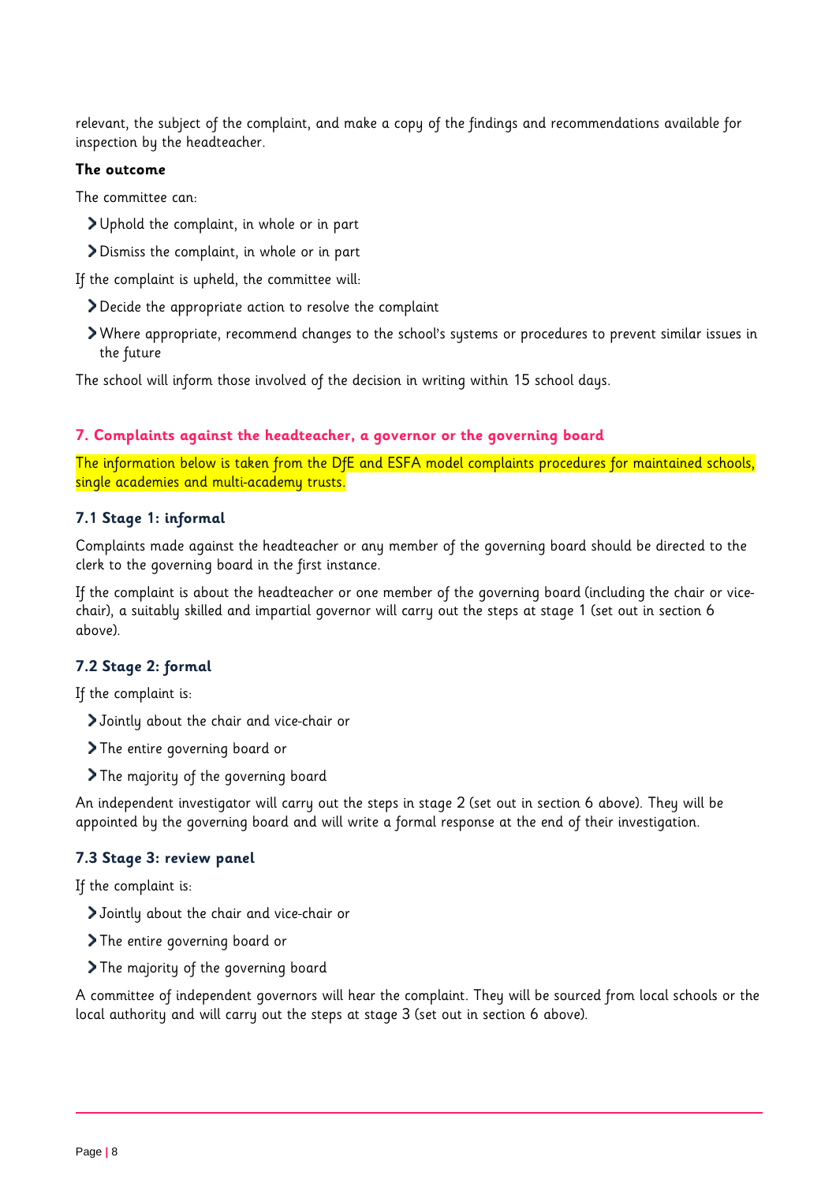relevant, the subject of the complaint, and make a copy of the findings and recommendations available for inspection by the headteacher.

**The outcome**

The committee can:

- Uphold the complaint, in whole or in part
- Dismiss the complaint, in whole or in part

If the complaint is upheld, the committee will:

- Decide the appropriate action to resolve the complaint
- Where appropriate, recommend changes to the school's systems or procedures to prevent similar issues in the future

The school will inform those involved of the decision in writing within 15 school days.

## 7. Complaints against the headteacher, a governor or the governing board

The information below is taken from the DfE and ESFA model complaints procedures for maintained schools, single academies and multi-academy trusts.

### 7.1 Stage 1: informal

Complaints made against the headteacher or any member of the governing board should be directed to the clerk to the governing board in the first instance.

If the complaint is about the headteacher or one member of the governing board (including the chair or vice-chair), a suitably skilled and impartial governor will carry out the steps at stage 1 (set out in section 6 above).

### 7.2 Stage 2: formal

If the complaint is:

- Jointly about the chair and vice-chair or
- The entire governing board or
- The majority of the governing board

An independent investigator will carry out the steps in stage 2 (set out in section 6 above). They will be appointed by the governing board and will write a formal response at the end of their investigation.

### 7.3 Stage 3: review panel

If the complaint is:

- Jointly about the chair and vice-chair or
- The entire governing board or
- The majority of the governing board

A committee of independent governors will hear the complaint. They will be sourced from local schools or the local authority and will carry out the steps at stage 3 (set out in section 6 above).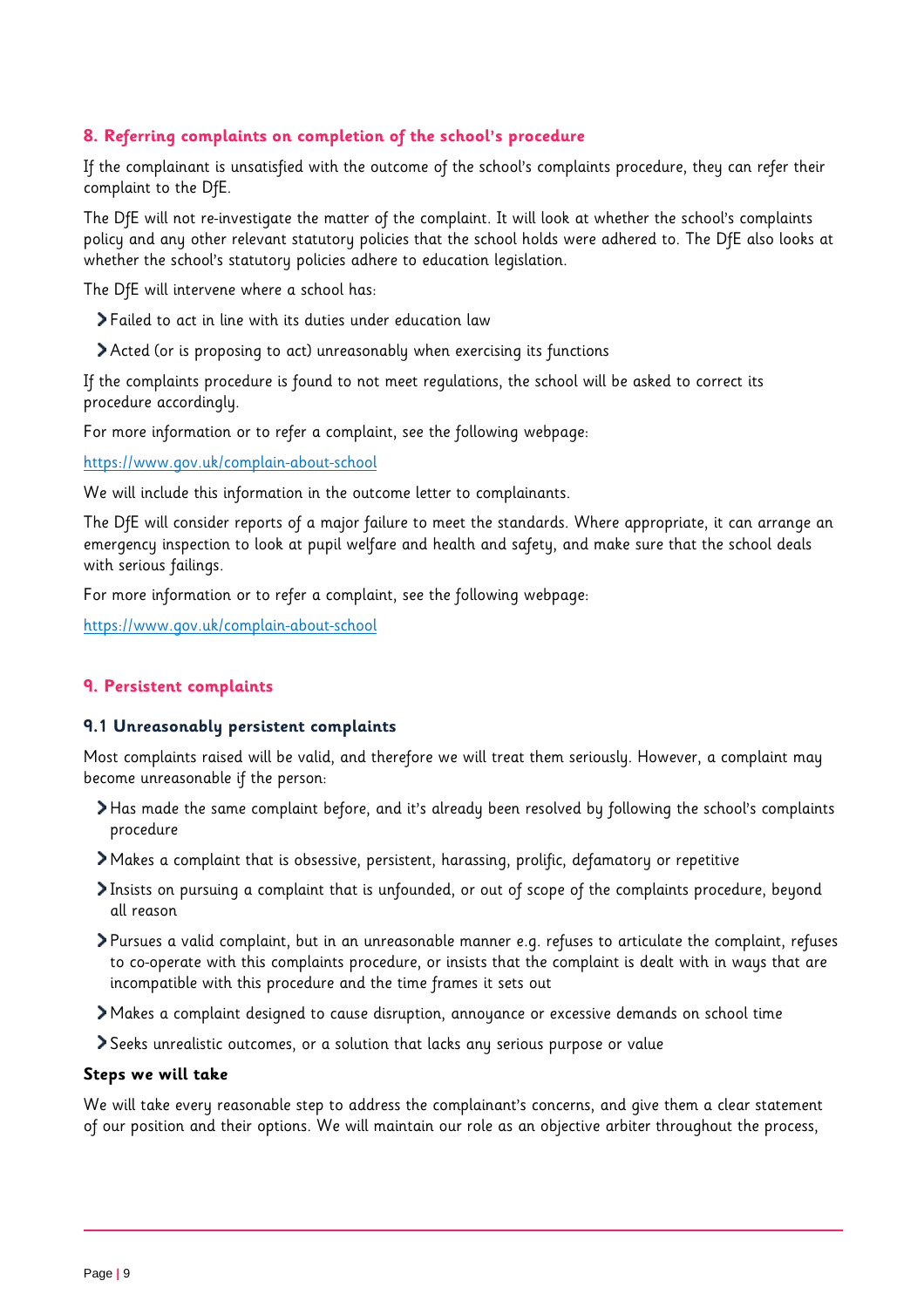## 8. Referring complaints on completion of the school's procedure

If the complainant is unsatisfied with the outcome of the school's complaints procedure, they can refer their complaint to the DfE.

The DfE will not re-investigate the matter of the complaint. It will look at whether the school's complaints policy and any other relevant statutory policies that the school holds were adhered to. The DfE also looks at whether the school's statutory policies adhere to education legislation.

The DfE will intervene where a school has:

- Failed to act in line with its duties under education law
- Acted (or is proposing to act) unreasonably when exercising its functions

If the complaints procedure is found to not meet regulations, the school will be asked to correct its procedure accordingly.

For more information or to refer a complaint, see the following webpage:

[https://www.gov.uk/complain-about-school](https://www.gov.uk/complain-about-school)

We will include this information in the outcome letter to complainants.

The DfE will consider reports of a major failure to meet the standards. Where appropriate, it can arrange an emergency inspection to look at pupil welfare and health and safety, and make sure that the school deals with serious failings.

For more information or to refer a complaint, see the following webpage:

[https://www.gov.uk/complain-about-school](https://www.gov.uk/complain-about-school)

## 9. Persistent complaints

### 9.1 Unreasonably persistent complaints

Most complaints raised will be valid, and therefore we will treat them seriously. However, a complaint may become unreasonable if the person:

- Has made the same complaint before, and it's already been resolved by following the school's complaints procedure
- Makes a complaint that is obsessive, persistent, harassing, prolific, defamatory or repetitive
- Insists on pursuing a complaint that is unfounded, or out of scope of the complaints procedure, beyond all reason
- Pursues a valid complaint, but in an unreasonable manner e.g. refuses to articulate the complaint, refuses to co-operate with this complaints procedure, or insists that the complaint is dealt with in ways that are incompatible with this procedure and the time frames it sets out
- Makes a complaint designed to cause disruption, annoyance or excessive demands on school time
- Seeks unrealistic outcomes, or a solution that lacks any serious purpose or value

**Steps we will take**

We will take every reasonable step to address the complainant's concerns, and give them a clear statement of our position and their options. We will maintain our role as an objective arbiter throughout the process,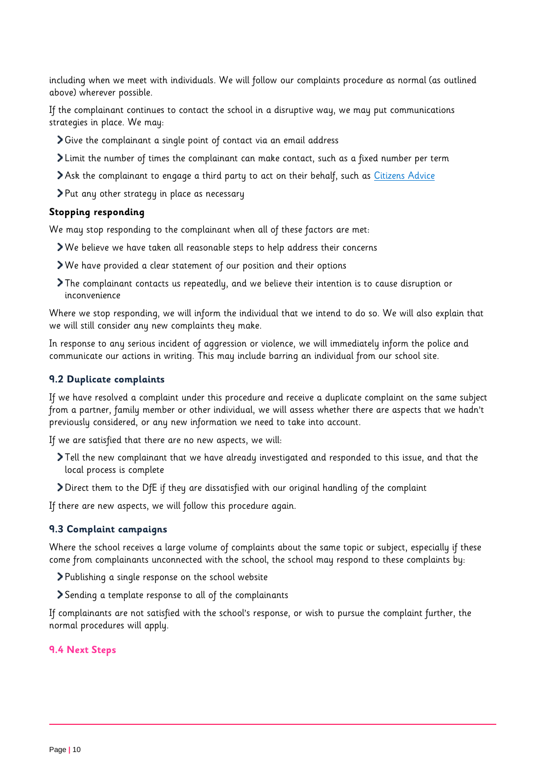including when we meet with individuals. We will follow our complaints procedure as normal (as outlined above) wherever possible.

If the complainant continues to contact the school in a disruptive way, we may put communications strategies in place. We may:

- Give the complainant a single point of contact via an email address
- Limit the number of times the complainant can make contact, such as a fixed number per term
- Ask the complainant to engage a third party to act on their behalf, such as [Citizens Advice]
- Put any other strategy in place as necessary

**Stopping responding**

We may stop responding to the complainant when all of these factors are met:

- We believe we have taken all reasonable steps to help address their concerns
- We have provided a clear statement of our position and their options
- The complainant contacts us repeatedly, and we believe their intention is to cause disruption or inconvenience

Where we stop responding, we will inform the individual that we intend to do so. We will also explain that we will still consider any new complaints they make.

In response to any serious incident of aggression or violence, we will immediately inform the police and communicate our actions in writing. This may include barring an individual from our school site.

### 9.2 Duplicate complaints

If we have resolved a complaint under this procedure and receive a duplicate complaint on the same subject from a partner, family member or other individual, we will assess whether there are aspects that we hadn't previously considered, or any new information we need to take into account.

If we are satisfied that there are no new aspects, we will:

- Tell the new complainant that we have already investigated and responded to this issue, and that the local process is complete
- Direct them to the DfE if they are dissatisfied with our original handling of the complaint

If there are new aspects, we will follow this procedure again.

### 9.3 Complaint campaigns

Where the school receives a large volume of complaints about the same topic or subject, especially if these come from complainants unconnected with the school, the school may respond to these complaints by:

- Publishing a single response on the school website
- Sending a template response to all of the complainants

If complainants are not satisfied with the school's response, or wish to pursue the complaint further, the normal procedures will apply.

### 9.4 Next Steps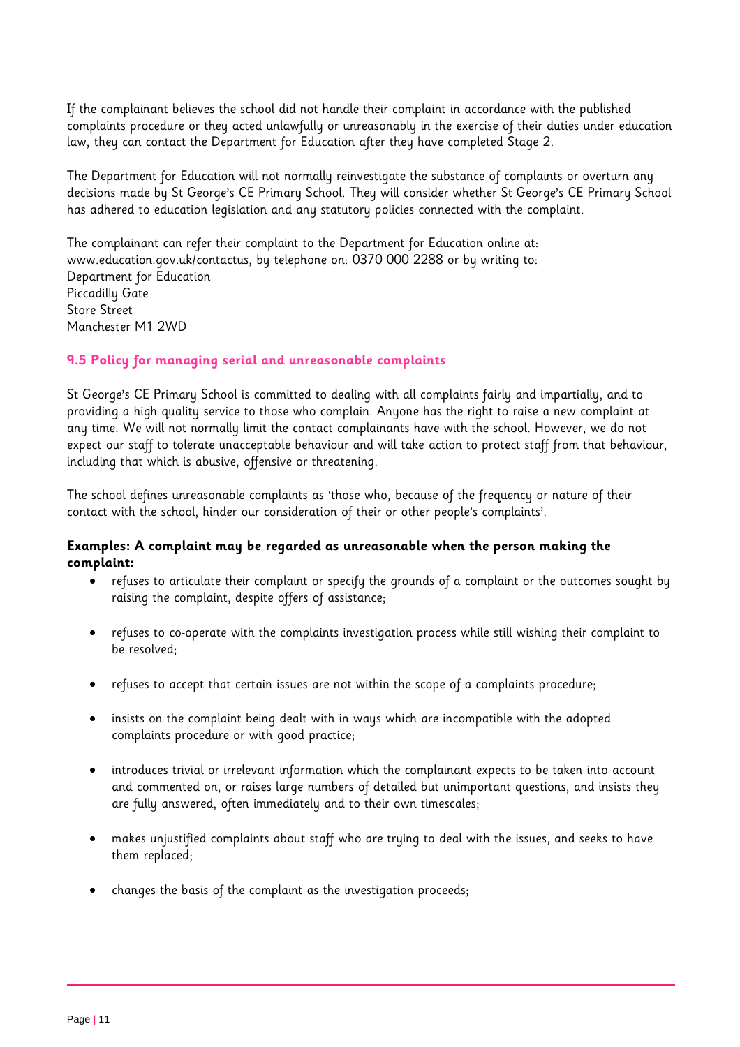If the complainant believes the school did not handle their complaint in accordance with the published complaints procedure or they acted unlawfully or unreasonably in the exercise of their duties under education law, they can contact the Department for Education after they have completed Stage 2.

The Department for Education will not normally reinvestigate the substance of complaints or overturn any decisions made by St George's CE Primary School. They will consider whether St George's CE Primary School has adhered to education legislation and any statutory policies connected with the complaint.

The complainant can refer their complaint to the Department for Education online at: www.education.gov.uk/contactus, by telephone on: 0370 000 2288 or by writing to:
Department for Education
Piccadilly Gate
Store Street
Manchester M1 2WD

### 9.5 Policy for managing serial and unreasonable complaints

St George's CE Primary School is committed to dealing with all complaints fairly and impartially, and to providing a high quality service to those who complain. Anyone has the right to raise a new complaint at any time. We will not normally limit the contact complainants have with the school. However, we do not expect our staff to tolerate unacceptable behaviour and will take action to protect staff from that behaviour, including that which is abusive, offensive or threatening.

The school defines unreasonable complaints as 'those who, because of the frequency or nature of their contact with the school, hinder our consideration of their or other people's complaints'.

**Examples: A complaint may be regarded as unreasonable when the person making the complaint:**

- refuses to articulate their complaint or specify the grounds of a complaint or the outcomes sought by raising the complaint, despite offers of assistance;
- refuses to co-operate with the complaints investigation process while still wishing their complaint to be resolved;
- refuses to accept that certain issues are not within the scope of a complaints procedure;
- insists on the complaint being dealt with in ways which are incompatible with the adopted complaints procedure or with good practice;
- introduces trivial or irrelevant information which the complainant expects to be taken into account and commented on, or raises large numbers of detailed but unimportant questions, and insists they are fully answered, often immediately and to their own timescales;
- makes unjustified complaints about staff who are trying to deal with the issues, and seeks to have them replaced;
- changes the basis of the complaint as the investigation proceeds;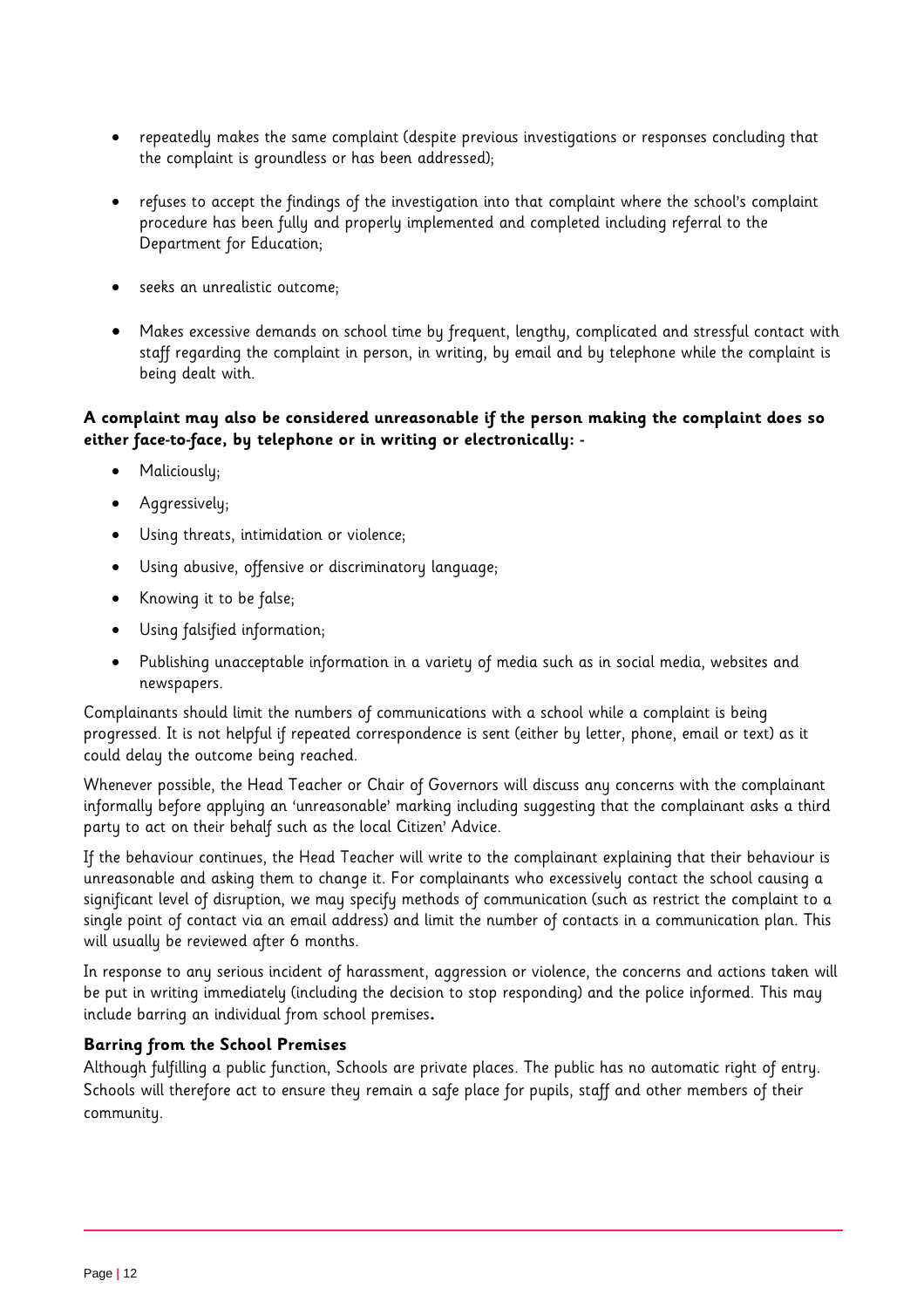- repeatedly makes the same complaint (despite previous investigations or responses concluding that the complaint is groundless or has been addressed);
- refuses to accept the findings of the investigation into that complaint where the school's complaint procedure has been fully and properly implemented and completed including referral to the Department for Education;
- seeks an unrealistic outcome;
- Makes excessive demands on school time by frequent, lengthy, complicated and stressful contact with staff regarding the complaint in person, in writing, by email and by telephone while the complaint is being dealt with.

**A complaint may also be considered unreasonable if the person making the complaint does so either face-to-face, by telephone or in writing or electronically: -**

- Maliciously;
- Aggressively;
- Using threats, intimidation or violence;
- Using abusive, offensive or discriminatory language;
- Knowing it to be false;
- Using falsified information;
- Publishing unacceptable information in a variety of media such as in social media, websites and newspapers.

Complainants should limit the numbers of communications with a school while a complaint is being progressed. It is not helpful if repeated correspondence is sent (either by letter, phone, email or text) as it could delay the outcome being reached.

Whenever possible, the Head Teacher or Chair of Governors will discuss any concerns with the complainant informally before applying an 'unreasonable' marking including suggesting that the complainant asks a third party to act on their behalf such as the local Citizen' Advice.

If the behaviour continues, the Head Teacher will write to the complainant explaining that their behaviour is unreasonable and asking them to change it. For complainants who excessively contact the school causing a significant level of disruption, we may specify methods of communication (such as restrict the complaint to a single point of contact via an email address) and limit the number of contacts in a communication plan. This will usually be reviewed after 6 months.

In response to any serious incident of harassment, aggression or violence, the concerns and actions taken will be put in writing immediately (including the decision to stop responding) and the police informed. This may include barring an individual from school premises**.**

**Barring from the School Premises**

Although fulfilling a public function, Schools are private places. The public has no automatic right of entry. Schools will therefore act to ensure they remain a safe place for pupils, staff and other members of their community.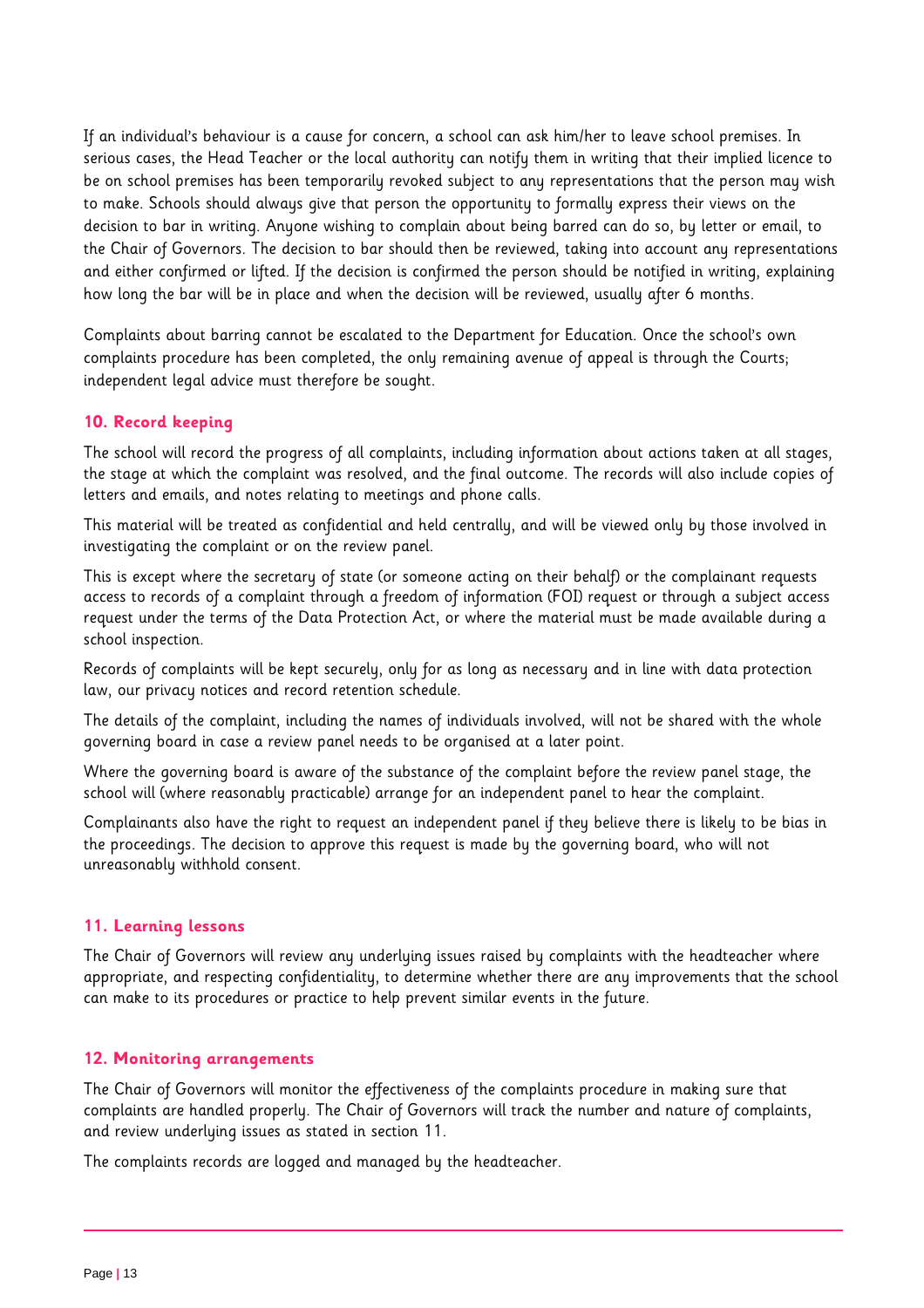If an individual's behaviour is a cause for concern, a school can ask him/her to leave school premises. In serious cases, the Head Teacher or the local authority can notify them in writing that their implied licence to be on school premises has been temporarily revoked subject to any representations that the person may wish to make. Schools should always give that person the opportunity to formally express their views on the decision to bar in writing. Anyone wishing to complain about being barred can do so, by letter or email, to the Chair of Governors. The decision to bar should then be reviewed, taking into account any representations and either confirmed or lifted. If the decision is confirmed the person should be notified in writing, explaining how long the bar will be in place and when the decision will be reviewed, usually after 6 months.

Complaints about barring cannot be escalated to the Department for Education. Once the school's own complaints procedure has been completed, the only remaining avenue of appeal is through the Courts; independent legal advice must therefore be sought.

## 10. Record keeping

The school will record the progress of all complaints, including information about actions taken at all stages, the stage at which the complaint was resolved, and the final outcome. The records will also include copies of letters and emails, and notes relating to meetings and phone calls.

This material will be treated as confidential and held centrally, and will be viewed only by those involved in investigating the complaint or on the review panel.

This is except where the secretary of state (or someone acting on their behalf) or the complainant requests access to records of a complaint through a freedom of information (FOI) request or through a subject access request under the terms of the Data Protection Act, or where the material must be made available during a school inspection.

Records of complaints will be kept securely, only for as long as necessary and in line with data protection law, our privacy notices and record retention schedule.

The details of the complaint, including the names of individuals involved, will not be shared with the whole governing board in case a review panel needs to be organised at a later point.

Where the governing board is aware of the substance of the complaint before the review panel stage, the school will (where reasonably practicable) arrange for an independent panel to hear the complaint.

Complainants also have the right to request an independent panel if they believe there is likely to be bias in the proceedings. The decision to approve this request is made by the governing board, who will not unreasonably withhold consent.

## 11. Learning lessons

The Chair of Governors will review any underlying issues raised by complaints with the headteacher where appropriate, and respecting confidentiality, to determine whether there are any improvements that the school can make to its procedures or practice to help prevent similar events in the future.

## 12. Monitoring arrangements

The Chair of Governors will monitor the effectiveness of the complaints procedure in making sure that complaints are handled properly. The Chair of Governors will track the number and nature of complaints, and review underlying issues as stated in section 11.

The complaints records are logged and managed by the headteacher.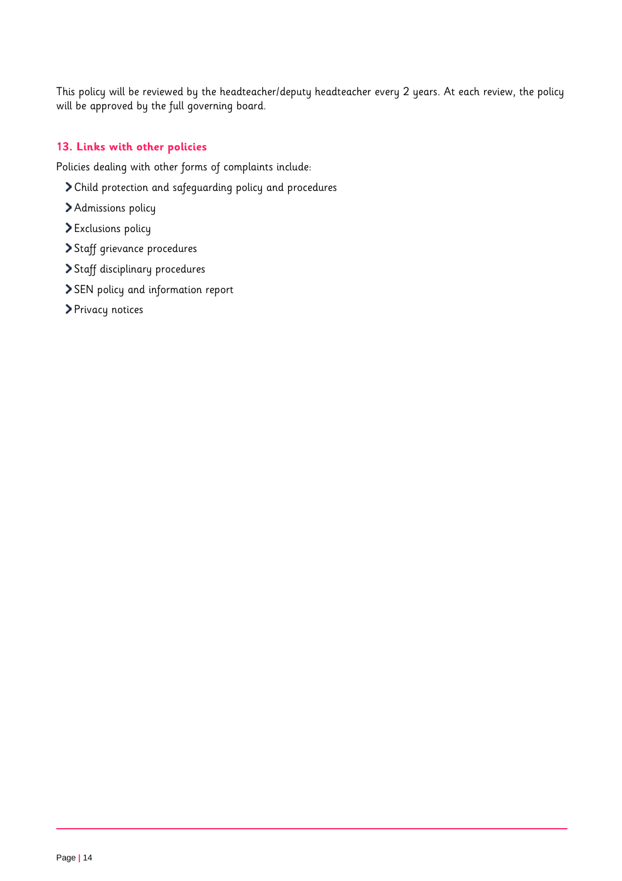This policy will be reviewed by the headteacher/deputy headteacher every 2 years. At each review, the policy will be approved by the full governing board.

## 13. Links with other policies

Policies dealing with other forms of complaints include:

- Child protection and safeguarding policy and procedures
- Admissions policy
- Exclusions policy
- Staff grievance procedures
- Staff disciplinary procedures
- SEN policy and information report
- Privacy notices